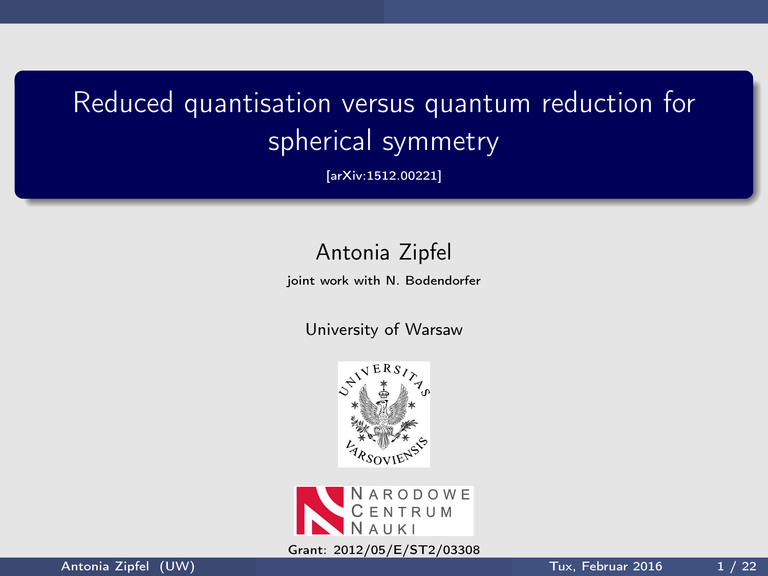# Reduced quantisation versus quantum reduction for spherical symmetry

[arXiv:1512.00221]

Antonia Zipfel

joint work with N. Bodendorfer

University of Warsaw

Grant: 2012/05/E/ST2/03308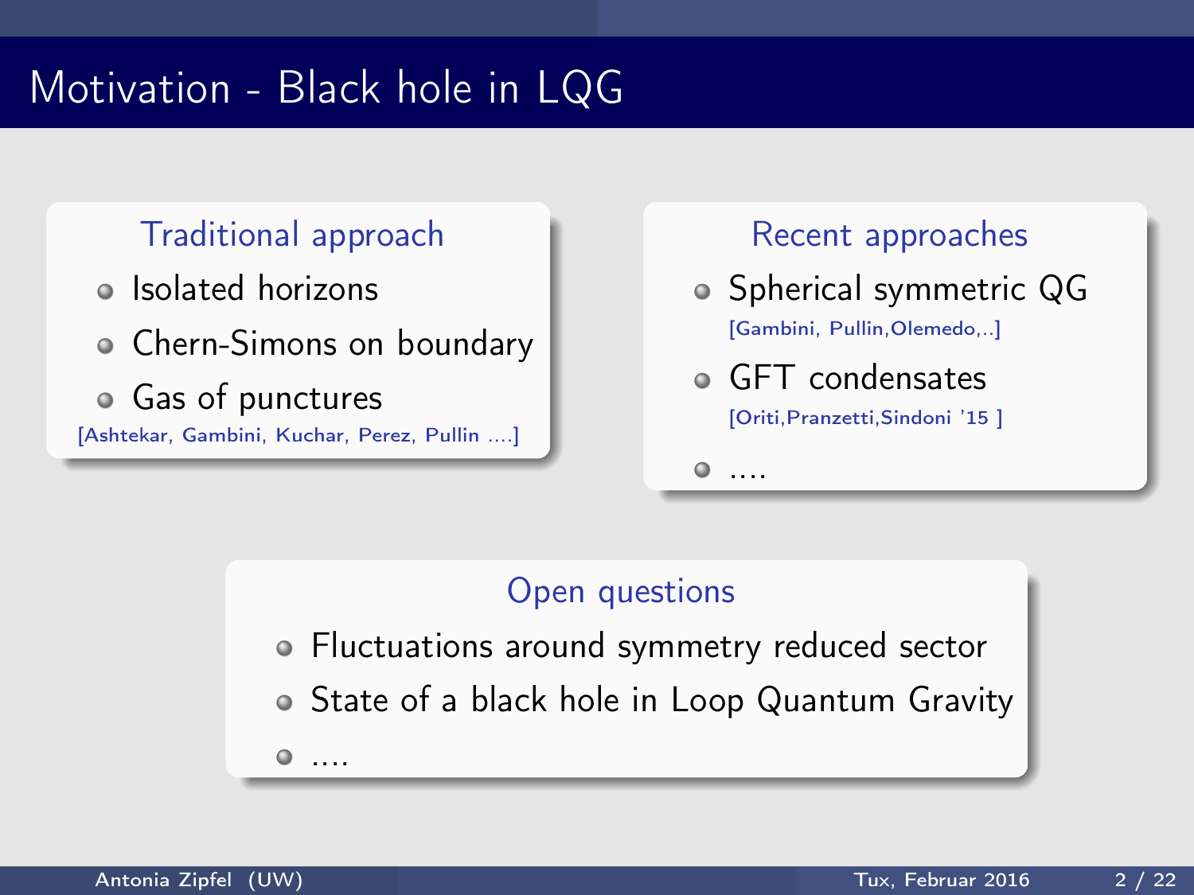# Motivation - Black hole in LQG

## Traditional approach

- Isolated horizons
- Chern-Simons on boundary
- Gas of punctures

[Ashtekar, Gambini, Kuchar, Perez, Pullin ....]

## Recent approaches

- Spherical symmetric QG
  [Gambini, Pullin,Olemedo,..]
- GFT condensates
  [Oriti,Pranzetti,Sindoni '15 ]
- ....

## Open questions

- Fluctuations around symmetry reduced sector
- State of a black hole in Loop Quantum Gravity
- ....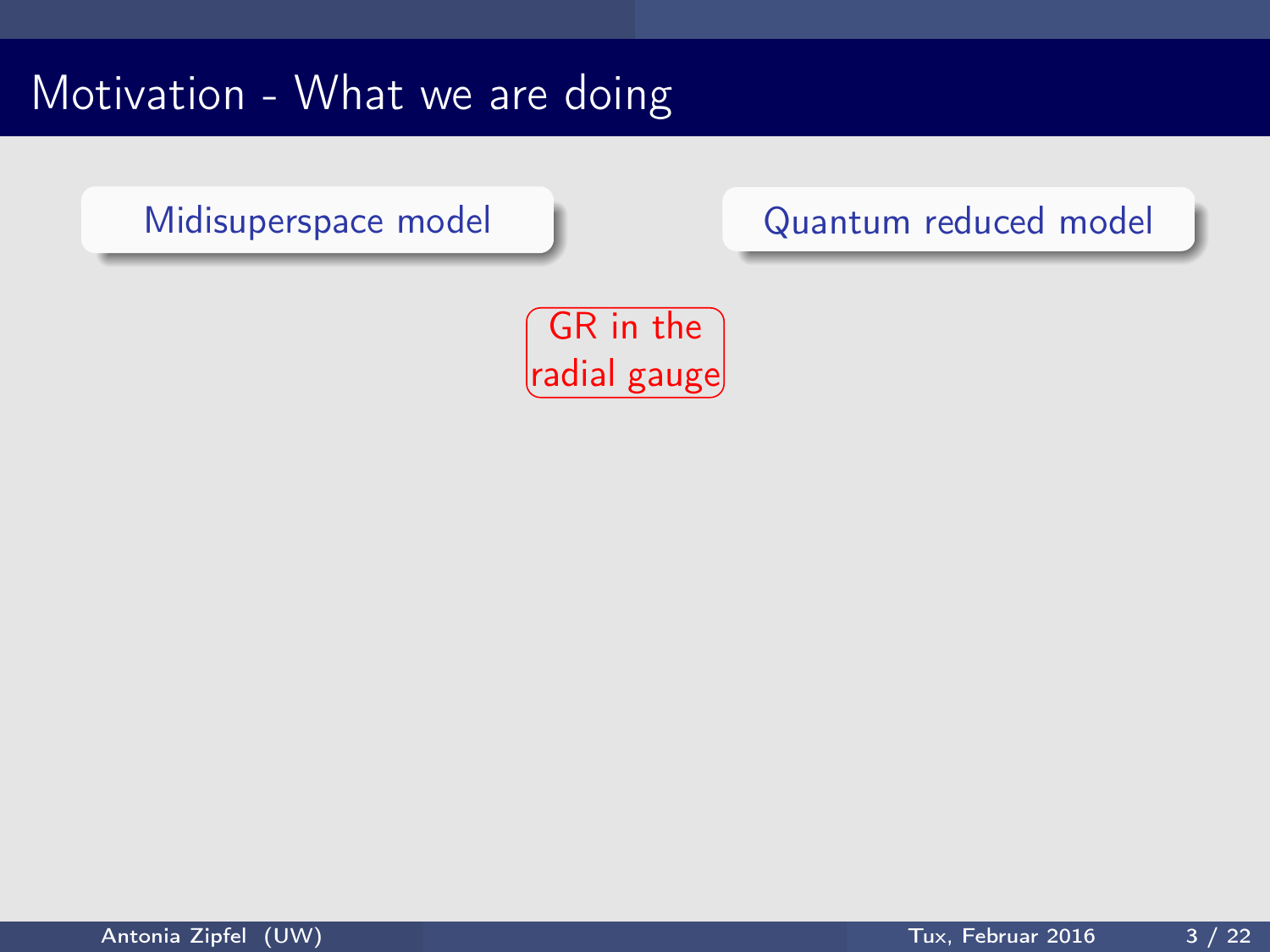# Motivation - What we are doing

Midisuperspace model

Quantum reduced model

GR in the radial gauge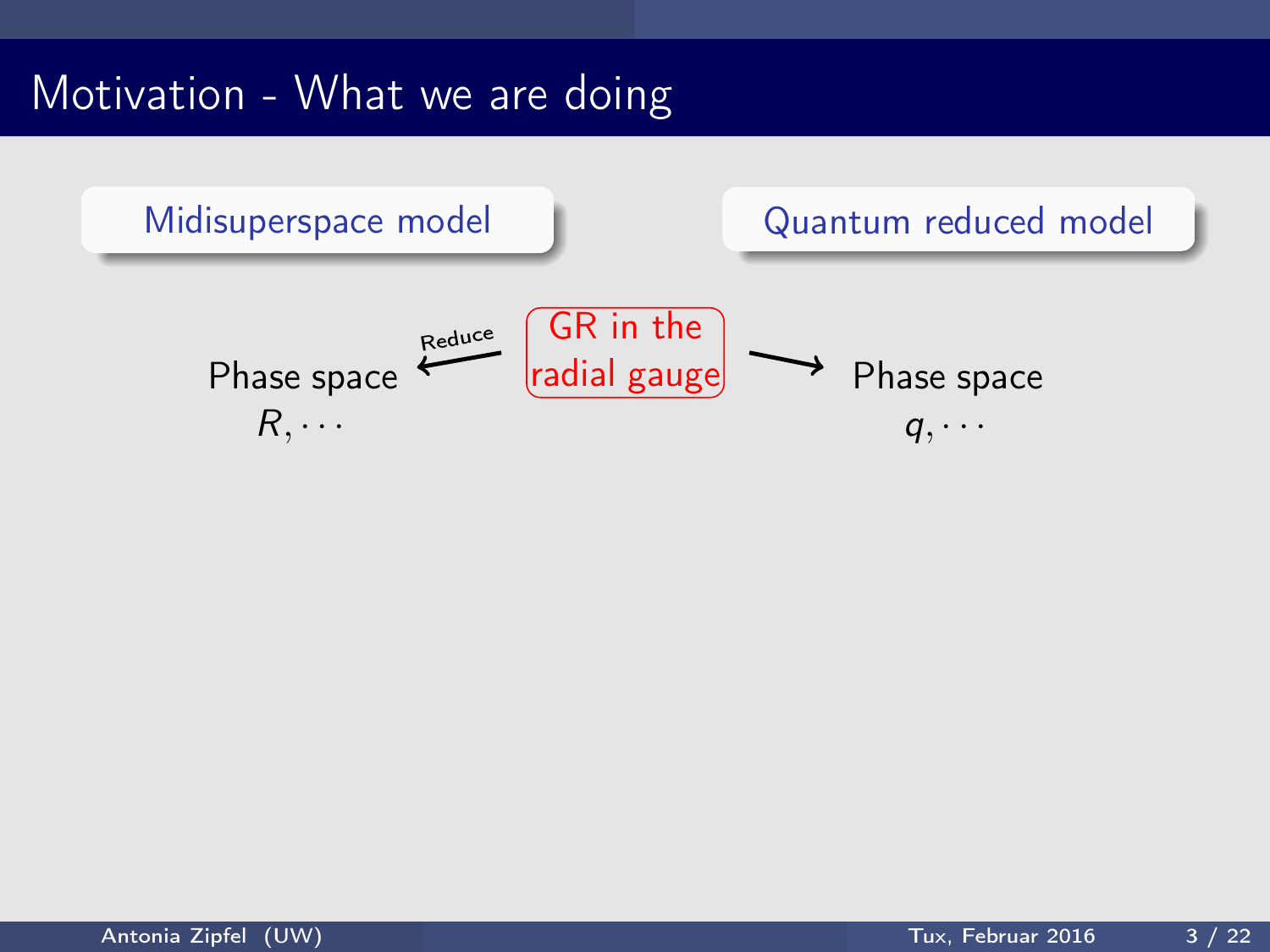# Motivation - What we are doing

**Midisuperspace model**

**Quantum reduced model**

GR in the radial gauge

Reduce

Phase space
$R, \cdots$

Phase space
$q, \cdots$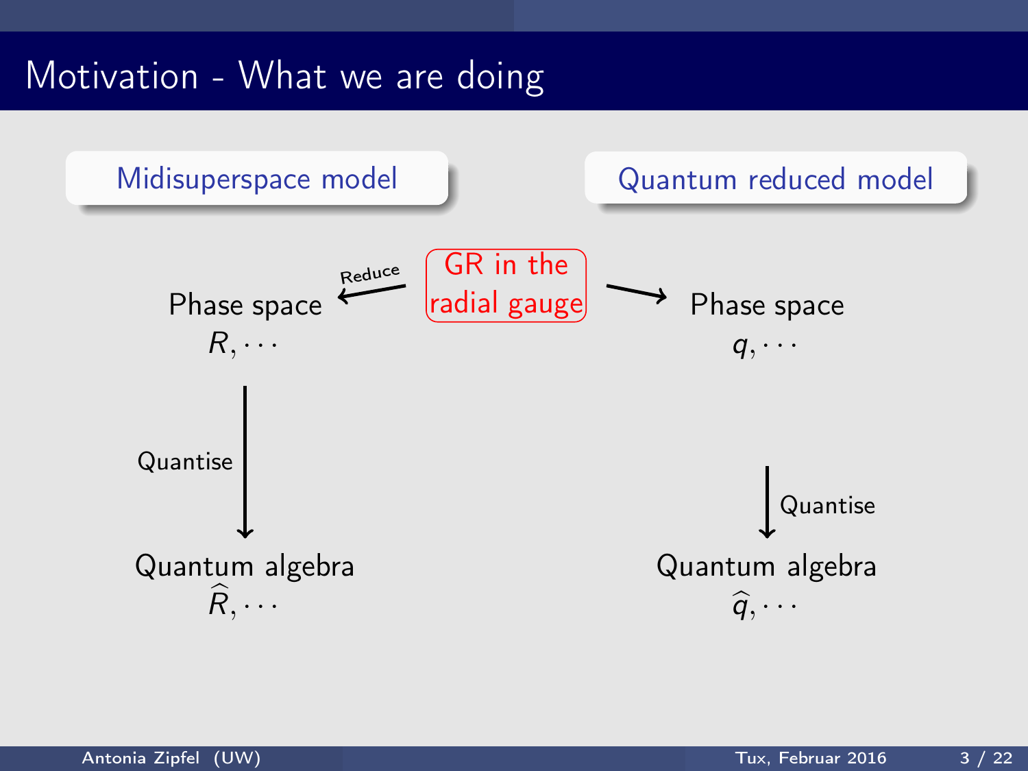# Motivation - What we are doing

**Midisuperspace model**

**Quantum reduced model**

GR in the radial gauge

Reduce

Phase space
$R, \cdots$

Quantise

Quantum algebra
$\widehat{R}, \cdots$

Phase space
$q, \cdots$

Quantise

Quantum algebra
$\widehat{q}, \cdots$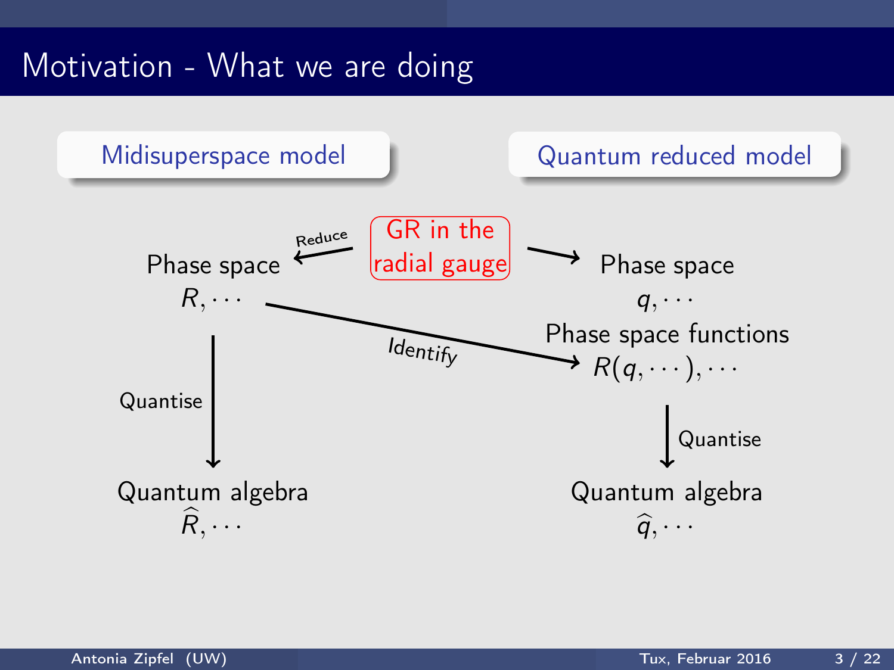# Motivation - What we are doing

**Midisuperspace model**

**Quantum reduced model**

GR in the radial gauge

Reduce

Phase space
$R, \cdots$

Phase space
$q, \cdots$

Identify

Phase space functions
$R(q, \cdots), \cdots$

Quantise

Quantum algebra
$\widehat{R}, \cdots$

Quantise

Quantum algebra
$\widehat{q}, \cdots$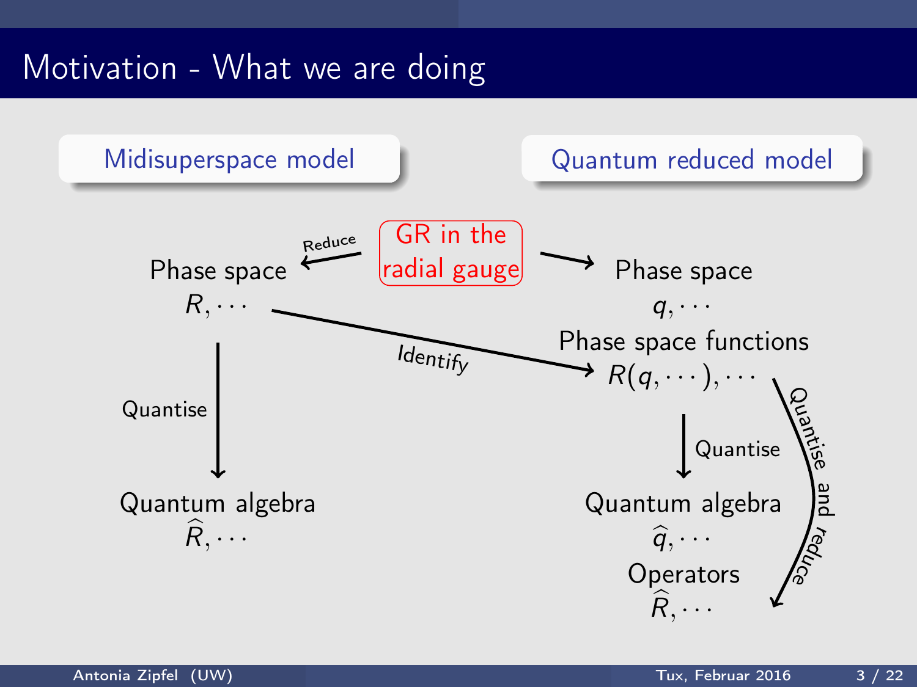# Motivation - What we are doing

**Midisuperspace model**

**Quantum reduced model**

GR in the radial gauge

Reduce → Phase space $R, \cdots$

→ Phase space $q, \cdots$

Phase space functions $R(q, \cdots), \cdots$

Identify: $R, \cdots$ → $R(q, \cdots), \cdots$

Quantise: Phase space $R, \cdots$ → Quantum algebra $\widehat{R}, \cdots$

Quantise: Phase space functions → Quantum algebra $\widehat{q}, \cdots$

Quantise and reduce → Operators $\widehat{R}, \cdots$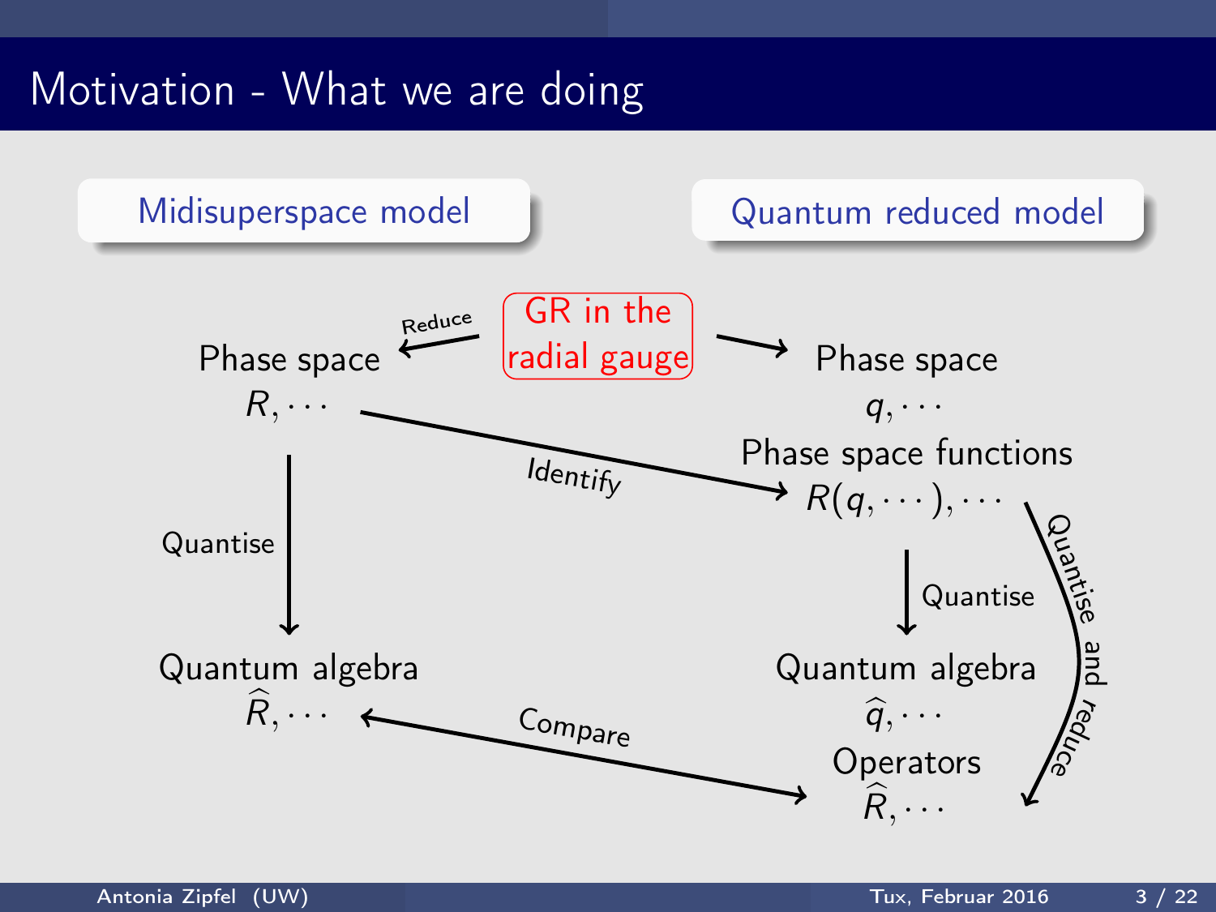# Motivation - What we are doing

**Midisuperspace model**

**Quantum reduced model**

GR in the radial gauge

Reduce → Phase space $R, \cdots$

→ Phase space $q, \cdots$

Phase space $R, \cdots$ — Identify → Phase space functions $R(q, \cdots), \cdots$

Phase space $R, \cdots$ — Quantise → Quantum algebra $\widehat{R}, \cdots$

Phase space functions $R(q, \cdots), \cdots$ — Quantise → Quantum algebra $\widehat{q}, \cdots$

Phase space functions $R(q, \cdots), \cdots$ — Quantise and reduce → Operators $\widehat{R}, \cdots$

Quantum algebra $\widehat{R}, \cdots$ ← Compare → Operators $\widehat{R}, \cdots$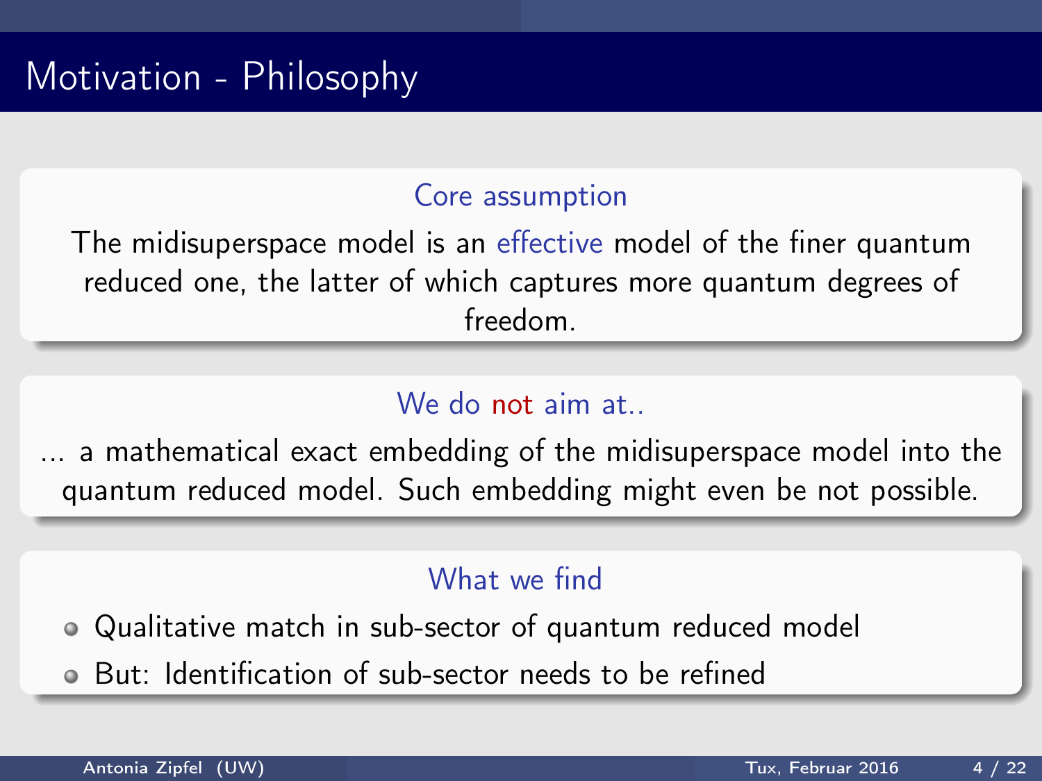# Motivation - Philosophy

### Core assumption

The midisuperspace model is an effective model of the finer quantum reduced one, the latter of which captures more quantum degrees of freedom.

### We do not aim at..

... a mathematical exact embedding of the midisuperspace model into the quantum reduced model. Such embedding might even be not possible.

### What we find

- Qualitative match in sub-sector of quantum reduced model
- But: Identification of sub-sector needs to be refined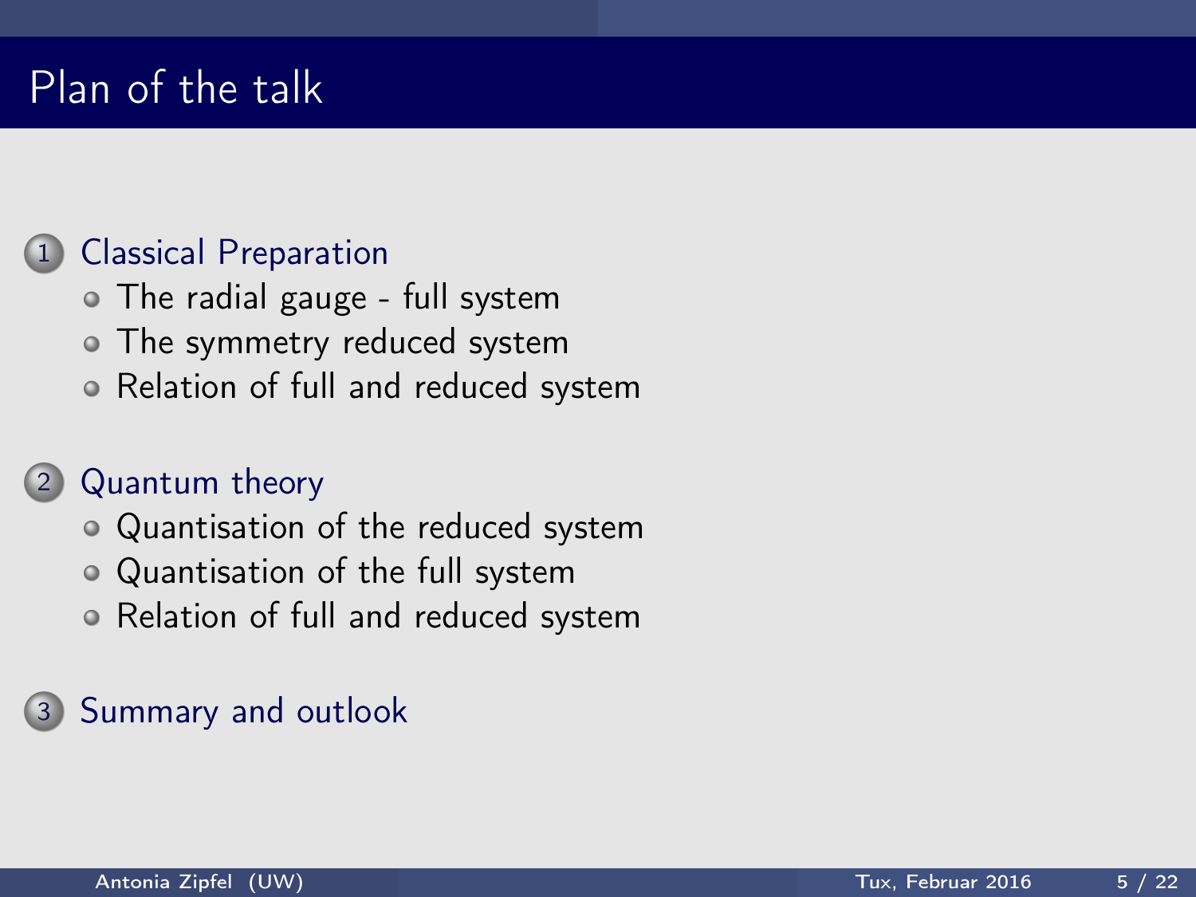# Plan of the talk

1. Classical Preparation
   - The radial gauge - full system
   - The symmetry reduced system
   - Relation of full and reduced system
2. Quantum theory
   - Quantisation of the reduced system
   - Quantisation of the full system
   - Relation of full and reduced system
3. Summary and outlook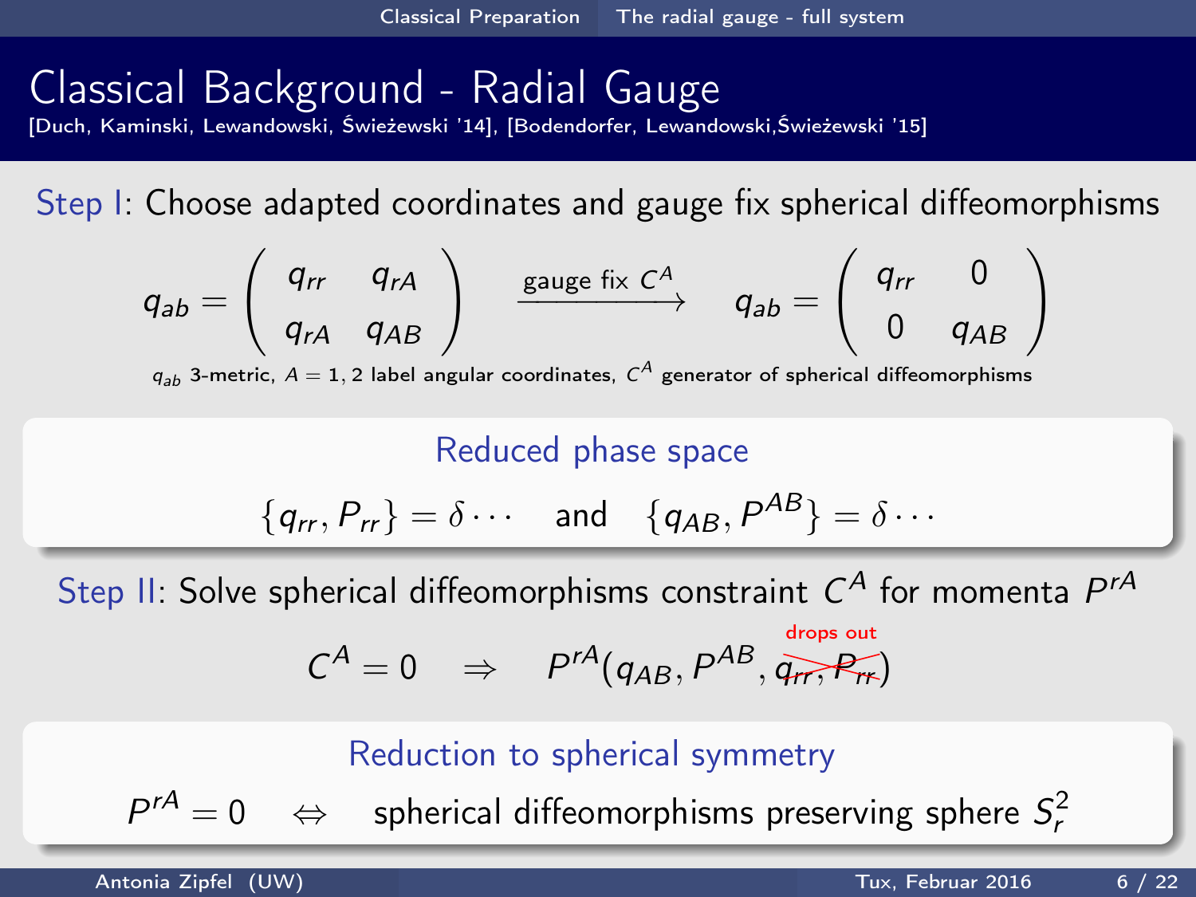# Classical Background - Radial Gauge

[Duch, Kaminski, Lewandowski, Świeżewski '14], [Bodendorfer, Lewandowski, Świeżewski '15]

Step I: Choose adapted coordinates and gauge fix spherical diffeomorphisms

$$q_{ab} = \begin{pmatrix} q_{rr} & q_{rA} \\ q_{rA} & q_{AB} \end{pmatrix} \xrightarrow{\text{gauge fix } C^A} q_{ab} = \begin{pmatrix} q_{rr} & 0 \\ 0 & q_{AB} \end{pmatrix}$$

$q_{ab}$ 3-metric, $A = 1, 2$ label angular coordinates, $C^A$ generator of spherical diffeomorphisms

**Reduced phase space**

$$\{q_{rr}, P_{rr}\} = \delta \cdots \quad \text{and} \quad \{q_{AB}, P^{AB}\} = \delta \cdots$$

Step II: Solve spherical diffeomorphisms constraint $C^A$ for momenta $P^{rA}$

$$C^A = 0 \quad \Rightarrow \quad P^{rA}(q_{AB}, P^{AB}, \cancel{q_{rr}, P_{rr}})$$

(drops out: $q_{rr}, P_{rr}$)

**Reduction to spherical symmetry**

$$P^{rA} = 0 \quad \Leftrightarrow \quad \text{spherical diffeomorphisms preserving sphere } S_r^2$$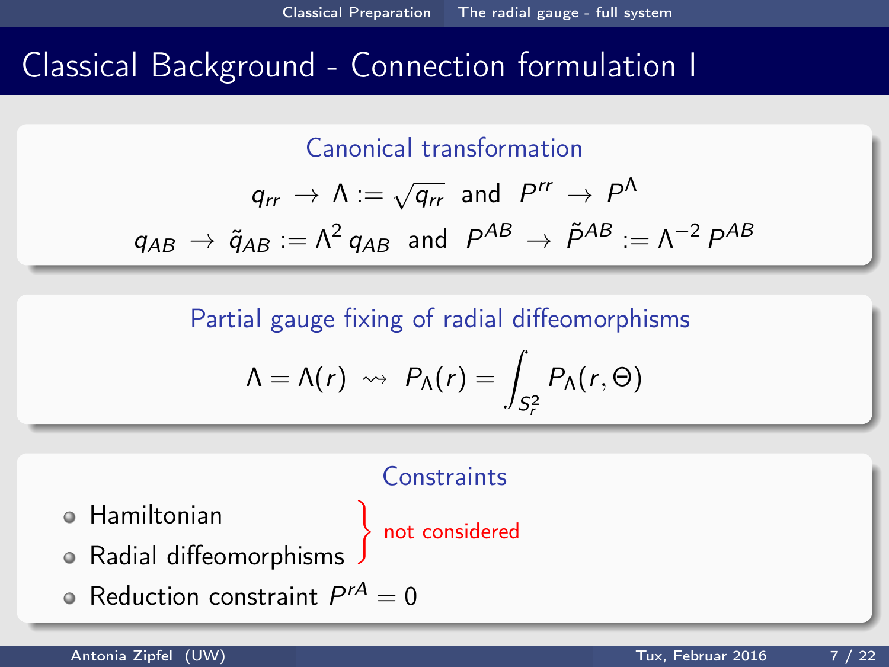# Classical Background - Connection formulation I

### Canonical transformation

$$q_{rr} \to \Lambda := \sqrt{q_{rr}} \quad \text{and} \quad P^{rr} \to P^{\Lambda}$$

$$q_{AB} \to \tilde{q}_{AB} := \Lambda^2 \, q_{AB} \quad \text{and} \quad P^{AB} \to \tilde{P}^{AB} := \Lambda^{-2} \, P^{AB}$$

### Partial gauge fixing of radial diffeomorphisms

$$\Lambda = \Lambda(r) \;\rightsquigarrow\; P_{\Lambda}(r) = \int_{S_r^2} P_{\Lambda}(r, \Theta)$$

### Constraints

- Hamiltonian
- Radial diffeomorphisms

  } not considered

- Reduction constraint $P^{rA} = 0$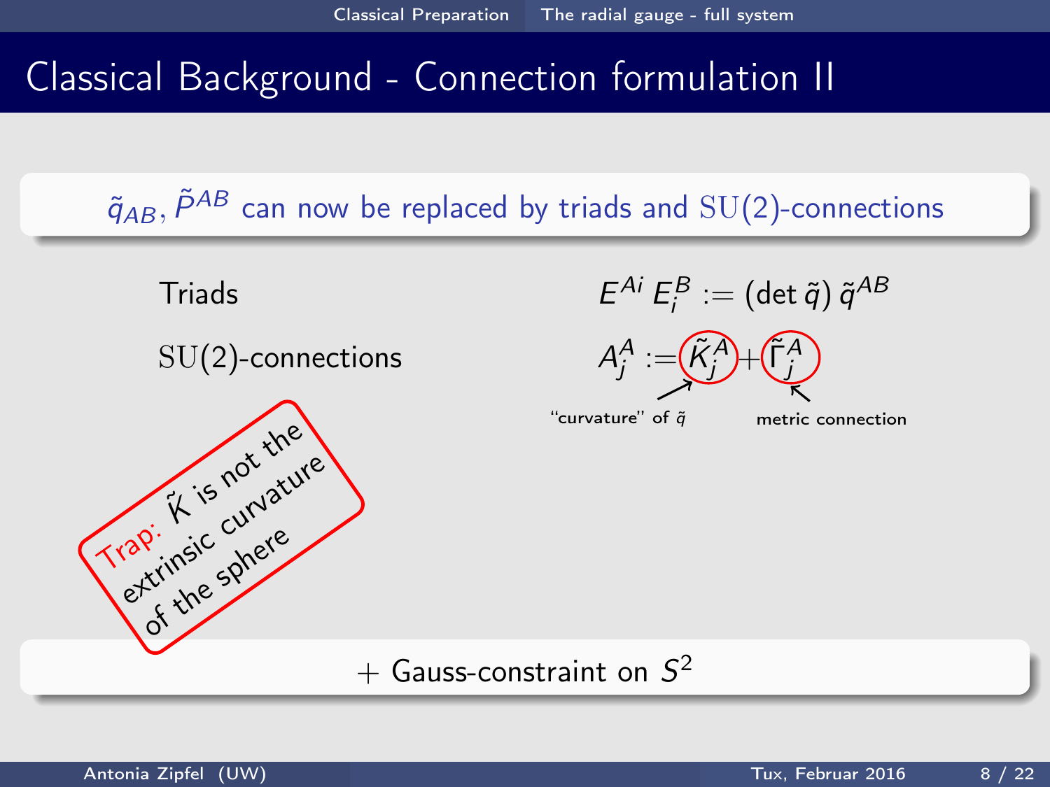# Classical Background - Connection formulation II

$\tilde{q}_{AB}, \tilde{P}^{AB}$ can now be replaced by triads and $\mathrm{SU}(2)$-connections

Triads $\quad E^{Ai}\,E^B_i := (\det\tilde{q})\,\tilde{q}^{AB}$

$\mathrm{SU}(2)$-connections $\quad A^A_j := \tilde{K}^A_j + \tilde{\Gamma}^A_j$

- $\tilde{K}^A_j$: "curvature" of $\tilde{q}$
- $\tilde{\Gamma}^A_j$: metric connection

Trap: $\tilde{K}$ is not the extrinsic curvature of the sphere

+ Gauss-constraint on $S^2$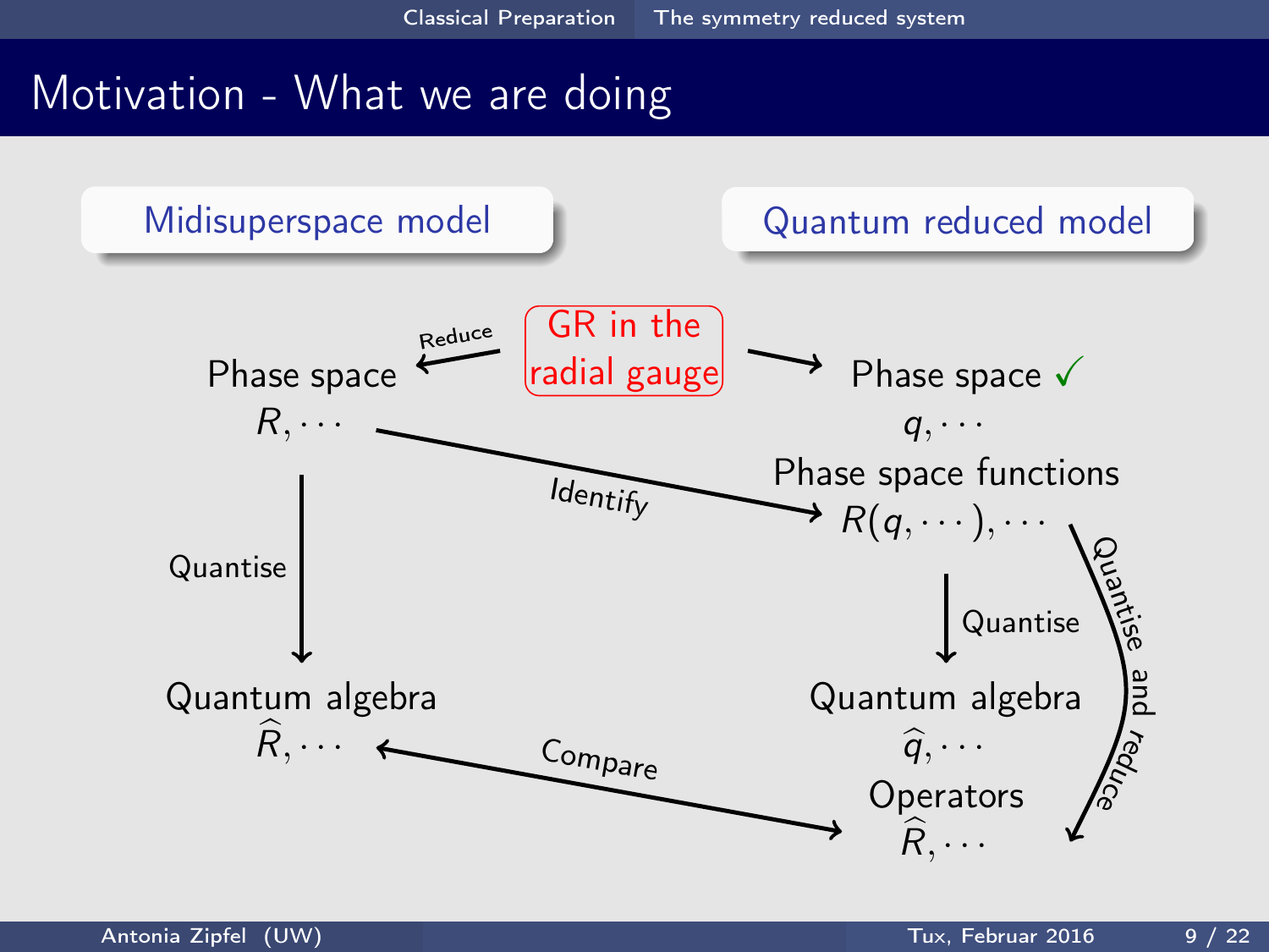# Motivation - What we are doing

**Midisuperspace model**

**Quantum reduced model**

GR in the radial gauge

Reduce → Phase space $R, \cdots$

→ Phase space ✓ $q, \cdots$

Phase space functions $R(q, \cdots), \cdots$

Identify

Quantise

Quantum algebra $\widehat{R}, \cdots$

Quantise

Quantum algebra $\widehat{q}, \cdots$

Operators $\widehat{R}, \cdots$

Quantise and reduce

Compare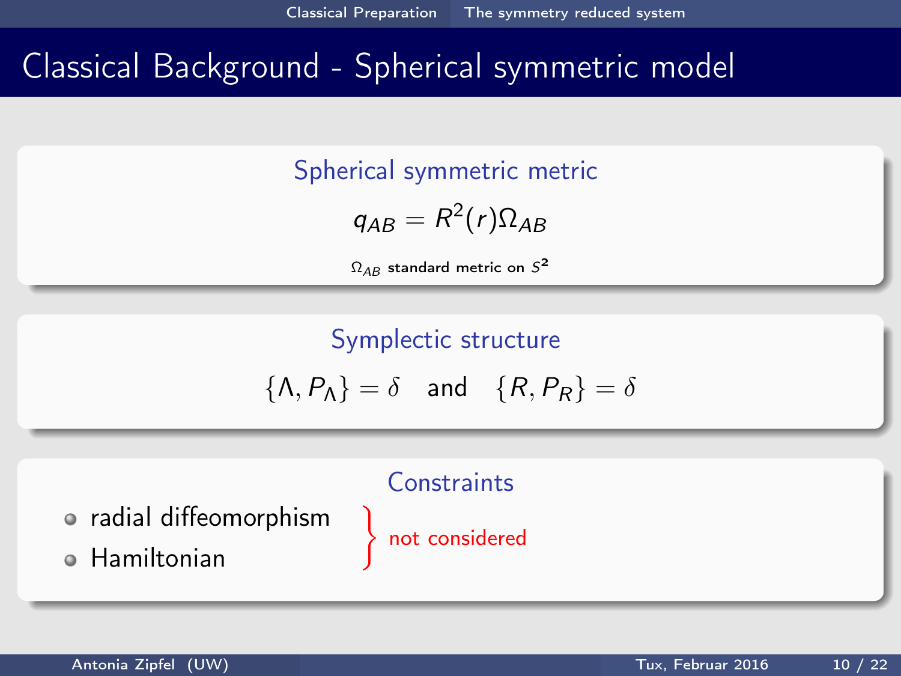# Classical Background - Spherical symmetric model

### Spherical symmetric metric

$$q_{AB} = R^2(r)\Omega_{AB}$$

$\Omega_{AB}$ standard metric on $S^2$

### Symplectic structure

$$\{\Lambda, P_\Lambda\} = \delta \quad \text{and} \quad \{R, P_R\} = \delta$$

### Constraints

- radial diffeomorphism
- Hamiltonian

} not considered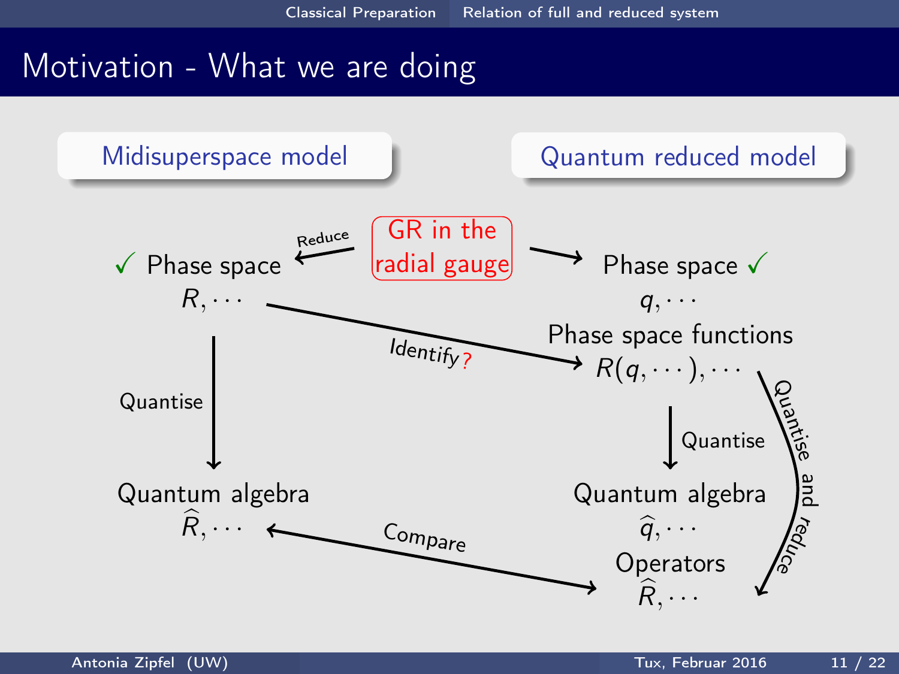# Motivation - What we are doing

**Midisuperspace model**

**Quantum reduced model**

GR in the radial gauge

Reduce

✓ Phase space
$R, \cdots$

Phase space ✓
$q, \cdots$

Phase space functions
$R(q, \cdots), \cdots$

Identify?

Quantise

Quantum algebra
$\widehat{R}, \cdots$

Quantise

Quantum algebra
$\widehat{q}, \cdots$

Operators
$\widehat{R}, \cdots$

Quantise and reduce

Compare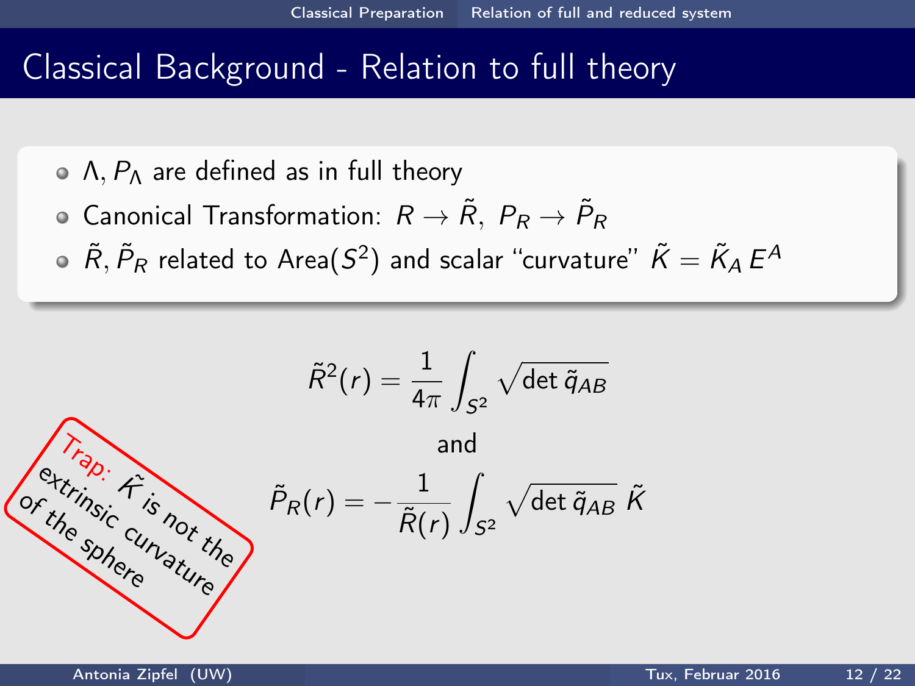# Classical Background - Relation to full theory

- $\Lambda, P_\Lambda$ are defined as in full theory
- Canonical Transformation: $R \to \tilde{R},\ P_R \to \tilde{P}_R$
- $\tilde{R}, \tilde{P}_R$ related to Area$(S^2)$ and scalar "curvature" $\tilde{K} = \tilde{K}_A\, E^A$

$$\tilde{R}^2(r) = \frac{1}{4\pi} \int_{S^2} \sqrt{\det \tilde{q}_{AB}}$$

and

$$\tilde{P}_R(r) = -\frac{1}{\tilde{R}(r)} \int_{S^2} \sqrt{\det \tilde{q}_{AB}}\; \tilde{K}$$

Trap: $\tilde{K}$ is not the extrinsic curvature of the sphere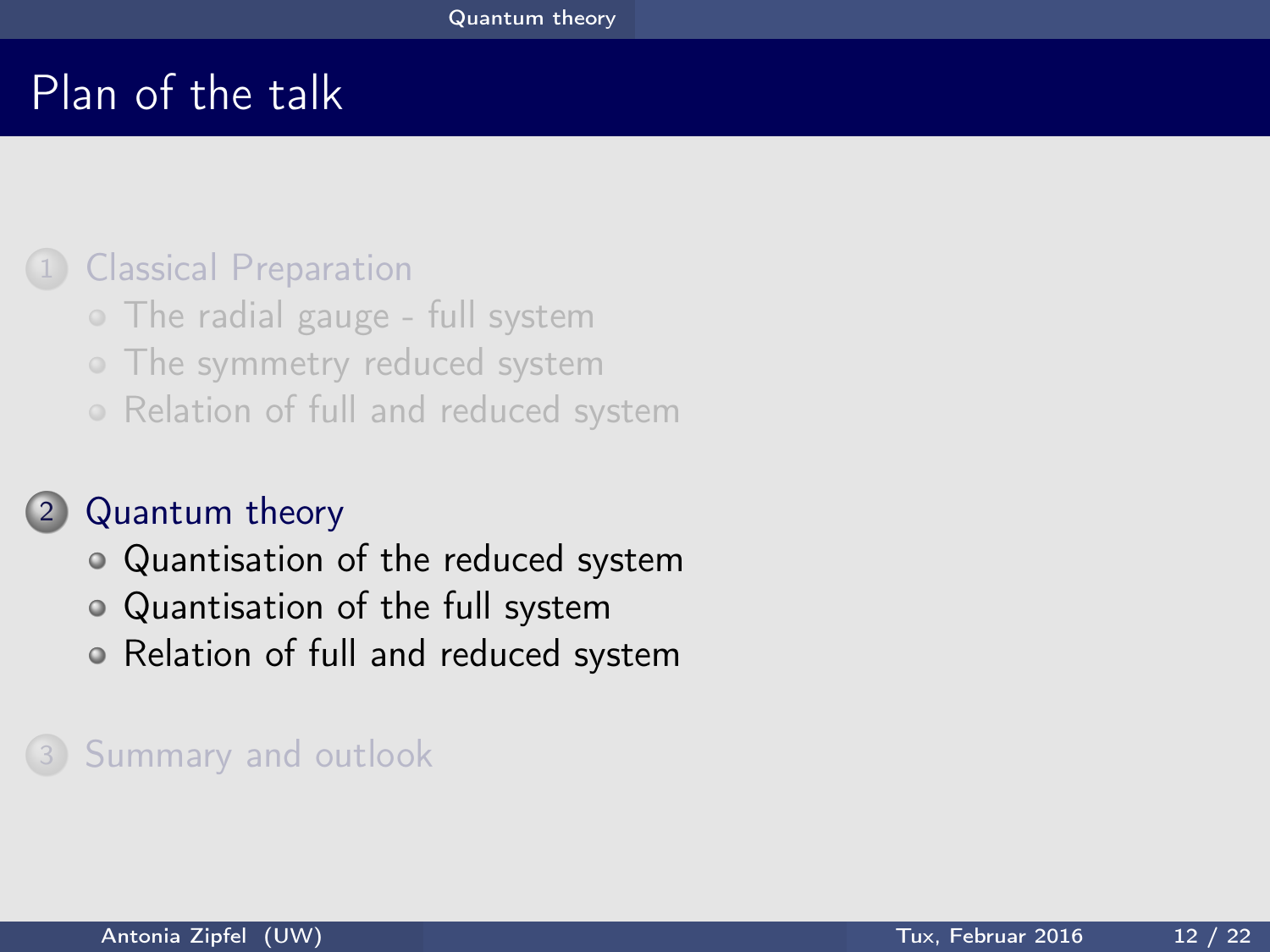# Plan of the talk

1. Classical Preparation
   - The radial gauge - full system
   - The symmetry reduced system
   - Relation of full and reduced system

2. Quantum theory
   - Quantisation of the reduced system
   - Quantisation of the full system
   - Relation of full and reduced system

3. Summary and outlook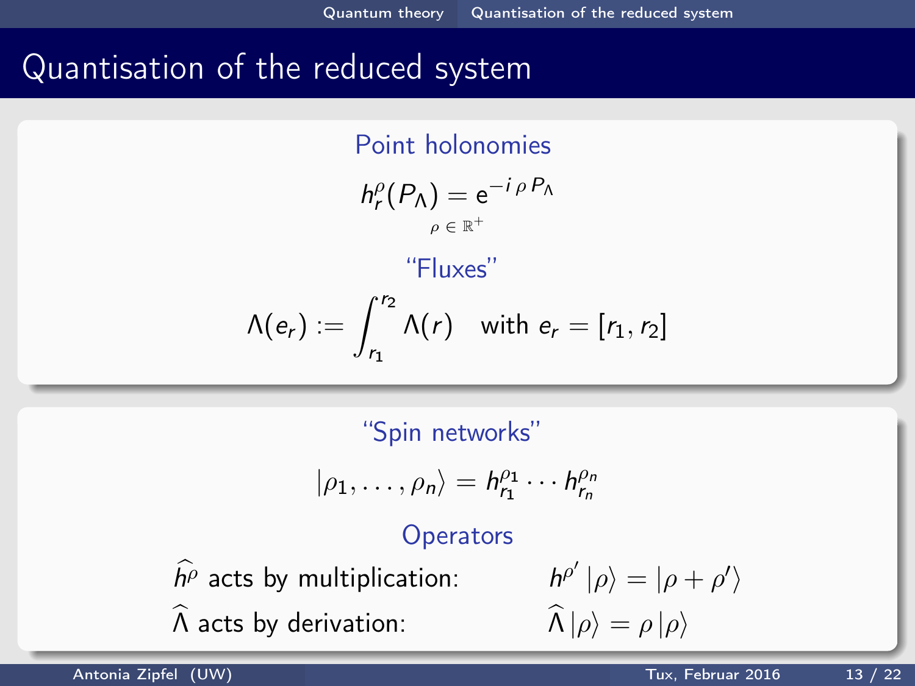# Quantisation of the reduced system

### Point holonomies

$$h_r^\rho(P_\Lambda) = \mathrm{e}^{-i\,\rho\,P_\Lambda}$$

$$\rho \in \mathbb{R}^+$$

### "Fluxes"

$$\Lambda(e_r) := \int_{r_1}^{r_2} \Lambda(r) \quad \text{with } e_r = [r_1, r_2]$$

### "Spin networks"

$$|\rho_1, \ldots, \rho_n\rangle = h_{r_1}^{\rho_1} \cdots h_{r_n}^{\rho_n}$$

### Operators

$\widehat{h^\rho}$ acts by multiplication: $\quad h^{\rho'}\,|\rho\rangle = |\rho + \rho'\rangle$

$\widehat{\Lambda}$ acts by derivation: $\quad \widehat{\Lambda}\,|\rho\rangle = \rho\,|\rho\rangle$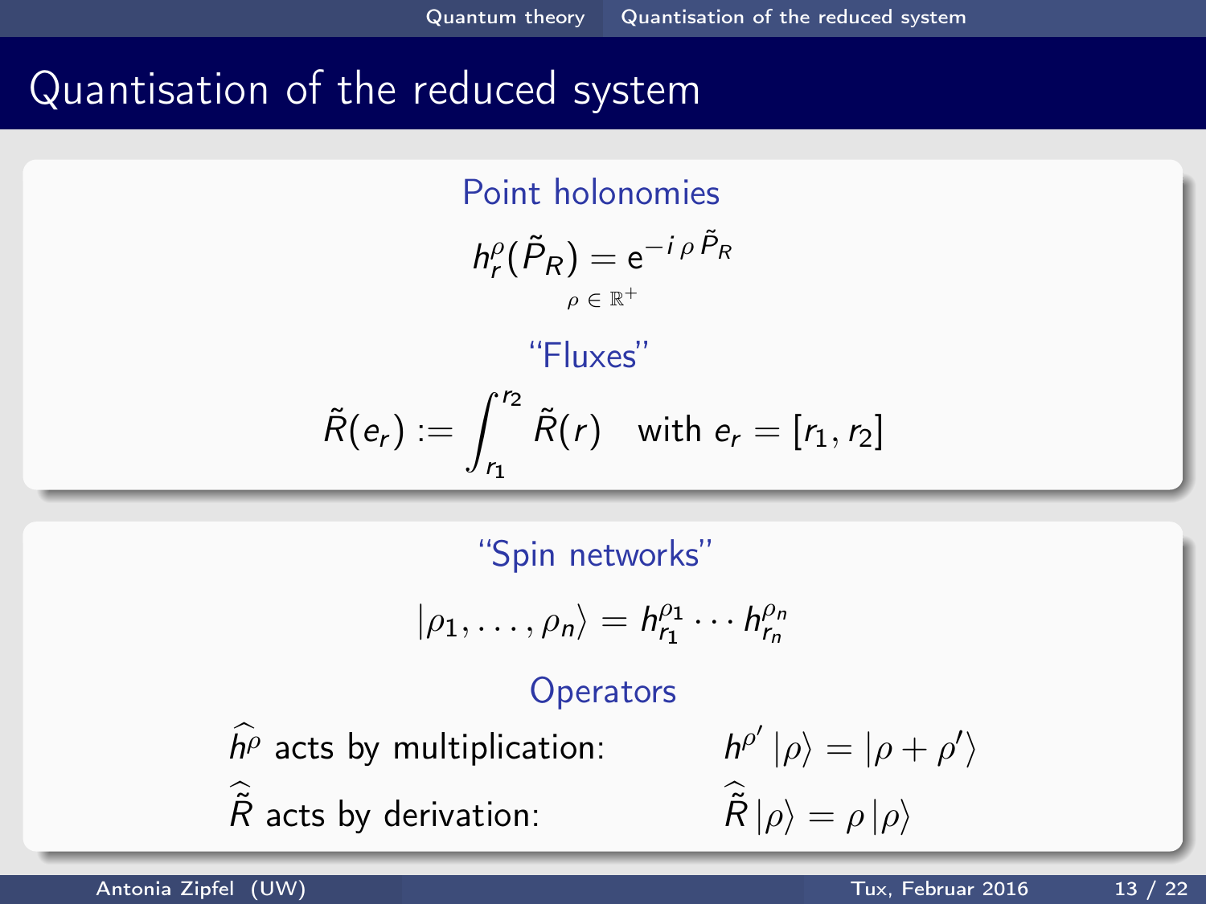# Quantisation of the reduced system

### Point holonomies

$$h_r^\rho(\tilde{P}_R) = \mathrm{e}^{-i\,\rho\,\tilde{P}_R}$$

$$\rho \in \mathbb{R}^+$$

### "Fluxes"

$$\tilde{R}(e_r) := \int_{r_1}^{r_2} \tilde{R}(r) \quad \text{with } e_r = [r_1, r_2]$$

### "Spin networks"

$$|\rho_1, \ldots, \rho_n\rangle = h_{r_1}^{\rho_1} \cdots h_{r_n}^{\rho_n}$$

### Operators

$\widehat{h^\rho}$ acts by multiplication: $\quad h^{\rho'}\,|\rho\rangle = |\rho + \rho'\rangle$

$\widehat{\tilde{R}}$ acts by derivation: $\quad \widehat{\tilde{R}}\,|\rho\rangle = \rho\,|\rho\rangle$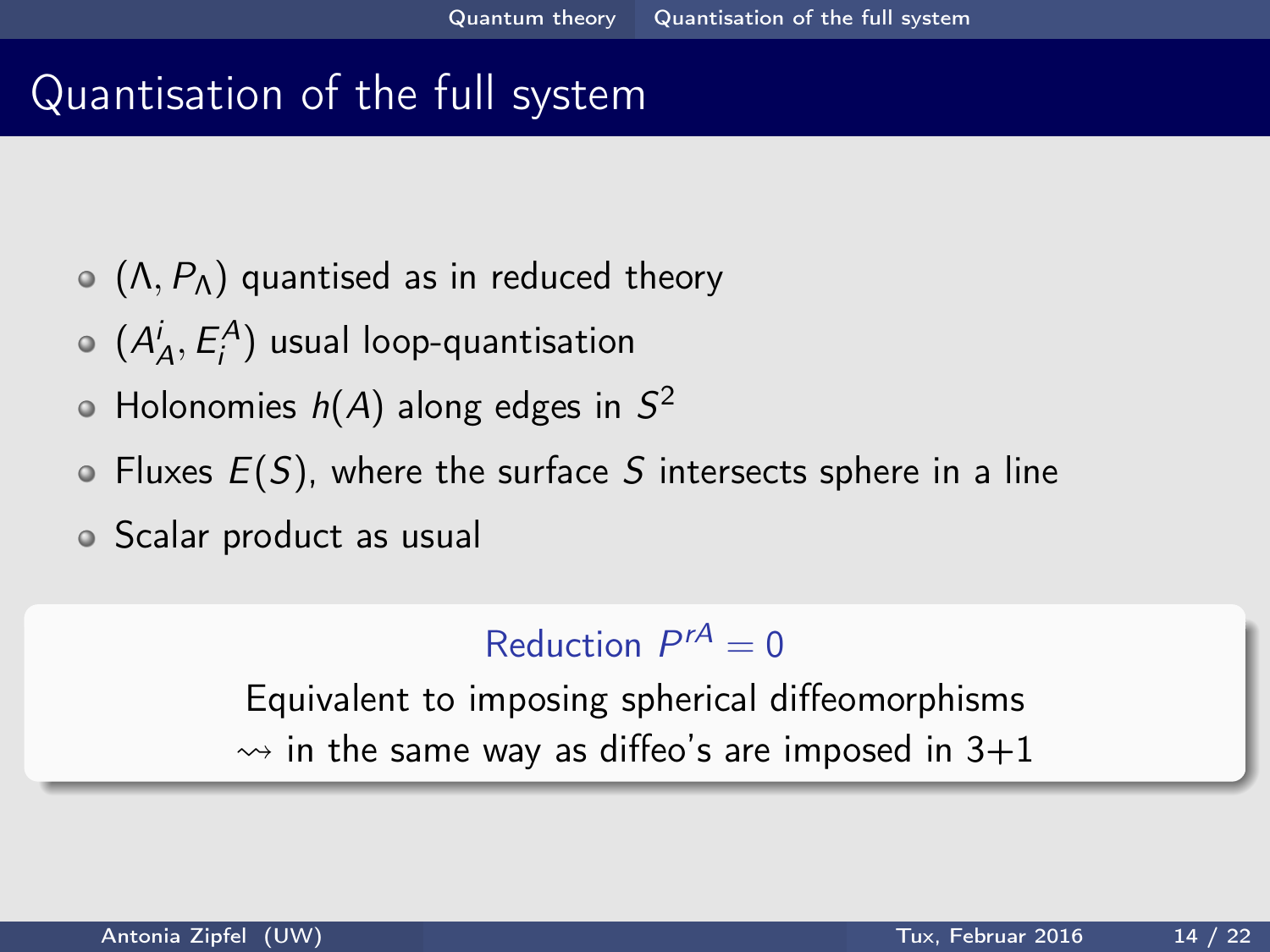# Quantisation of the full system

- $(\Lambda, P_\Lambda)$ quantised as in reduced theory
- $(A^i_A, E^A_i)$ usual loop-quantisation
- Holonomies $h(A)$ along edges in $S^2$
- Fluxes $E(S)$, where the surface $S$ intersects sphere in a line
- Scalar product as usual

**Reduction $P^{rA} = 0$**

Equivalent to imposing spherical diffeomorphisms

$\rightsquigarrow$ in the same way as diffeo's are imposed in 3+1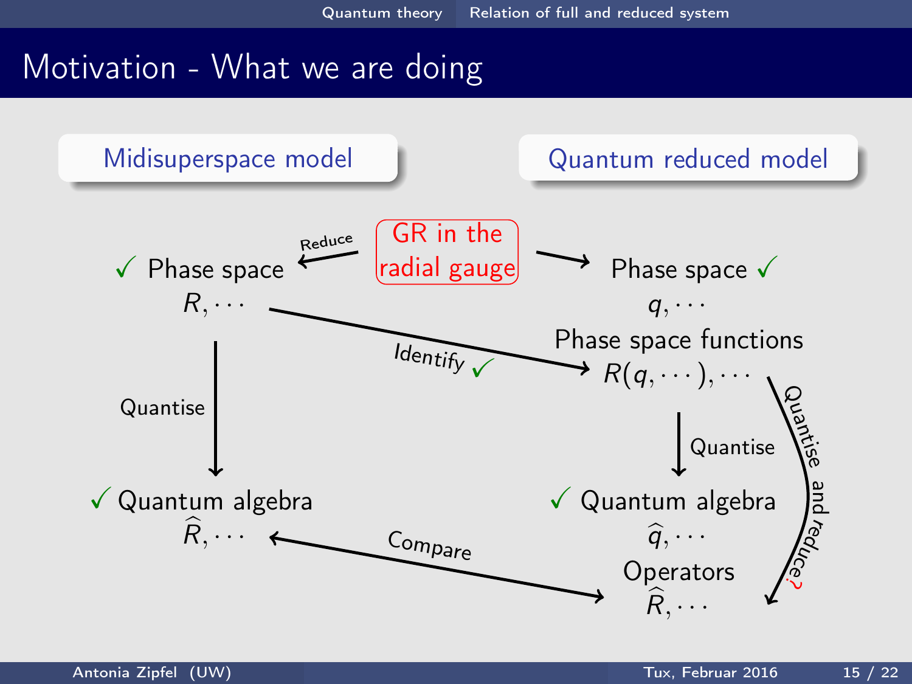# Motivation - What we are doing

**Midisuperspace model**

**Quantum reduced model**

GR in the radial gauge

Reduce

✓ Phase space

$R, \cdots$

Phase space ✓

$q, \cdots$

Phase space functions

$R(q, \cdots), \cdots$

Identify ✓

Quantise

✓ Quantum algebra

$\widehat{R}, \cdots$

Quantise

✓ Quantum algebra

$\widehat{q}, \cdots$

Operators

$\widehat{R}, \cdots$

Quantise and reduce?

Compare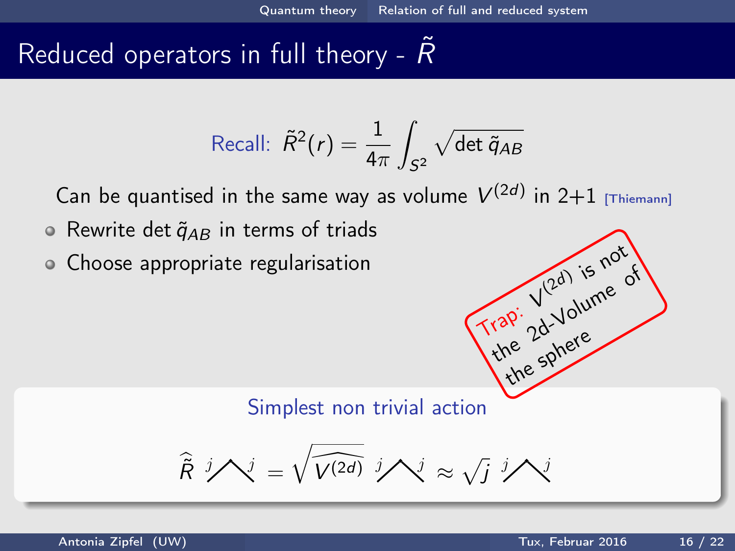# Reduced operators in full theory - $\tilde{R}$

Recall: $\tilde{R}^2(r) = \dfrac{1}{4\pi} \displaystyle\int_{S^2} \sqrt{\det \tilde{q}_{AB}}$

Can be quantised in the same way as volume $V^{(2d)}$ in 2+1 [Thiemann]

- Rewrite $\det \tilde{q}_{AB}$ in terms of triads
- Choose appropriate regularisation

Trap: $V^{(2d)}$ is not the 2d-Volume of the sphere

**Simplest non trivial action**

$$\widehat{\tilde{R}}\ {}^{j}\!\wedge^{j} = \sqrt{\widehat{V^{(2d)}}}\ {}^{j}\!\wedge^{j} \approx \sqrt{j}\ {}^{j}\!\wedge^{j}$$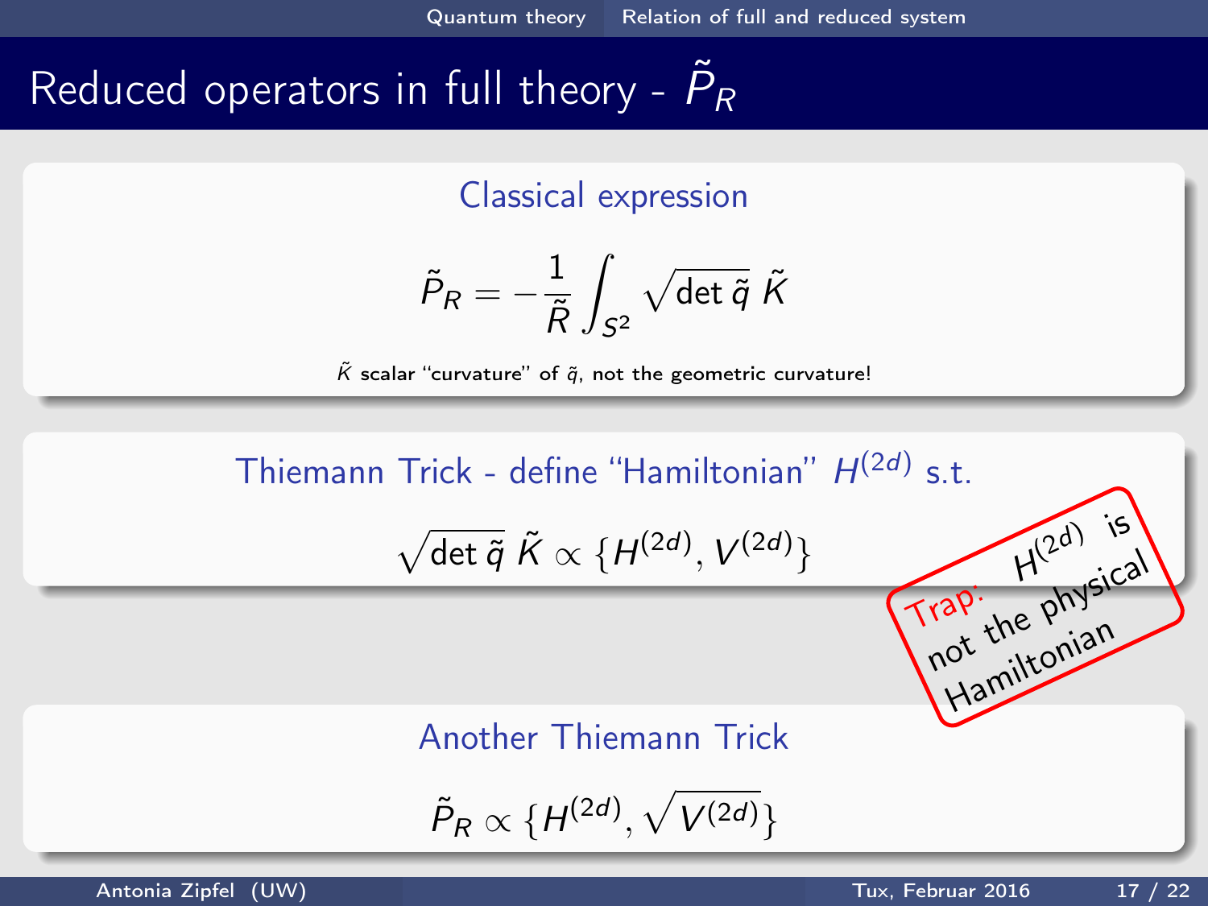# Reduced operators in full theory - $\tilde{P}_R$

### Classical expression

$$\tilde{P}_R = -\frac{1}{\tilde{R}} \int_{S^2} \sqrt{\det \tilde{q}}\, \tilde{K}$$

$\tilde{K}$ scalar "curvature" of $\tilde{q}$, not the geometric curvature!

### Thiemann Trick - define "Hamiltonian" $H^{(2d)}$ s.t.

$$\sqrt{\det \tilde{q}}\, \tilde{K} \propto \{H^{(2d)}, V^{(2d)}\}$$

Trap: $H^{(2d)}$ is not the physical Hamiltonian

### Another Thiemann Trick

$$\tilde{P}_R \propto \{H^{(2d)}, \sqrt{V^{(2d)}}\}$$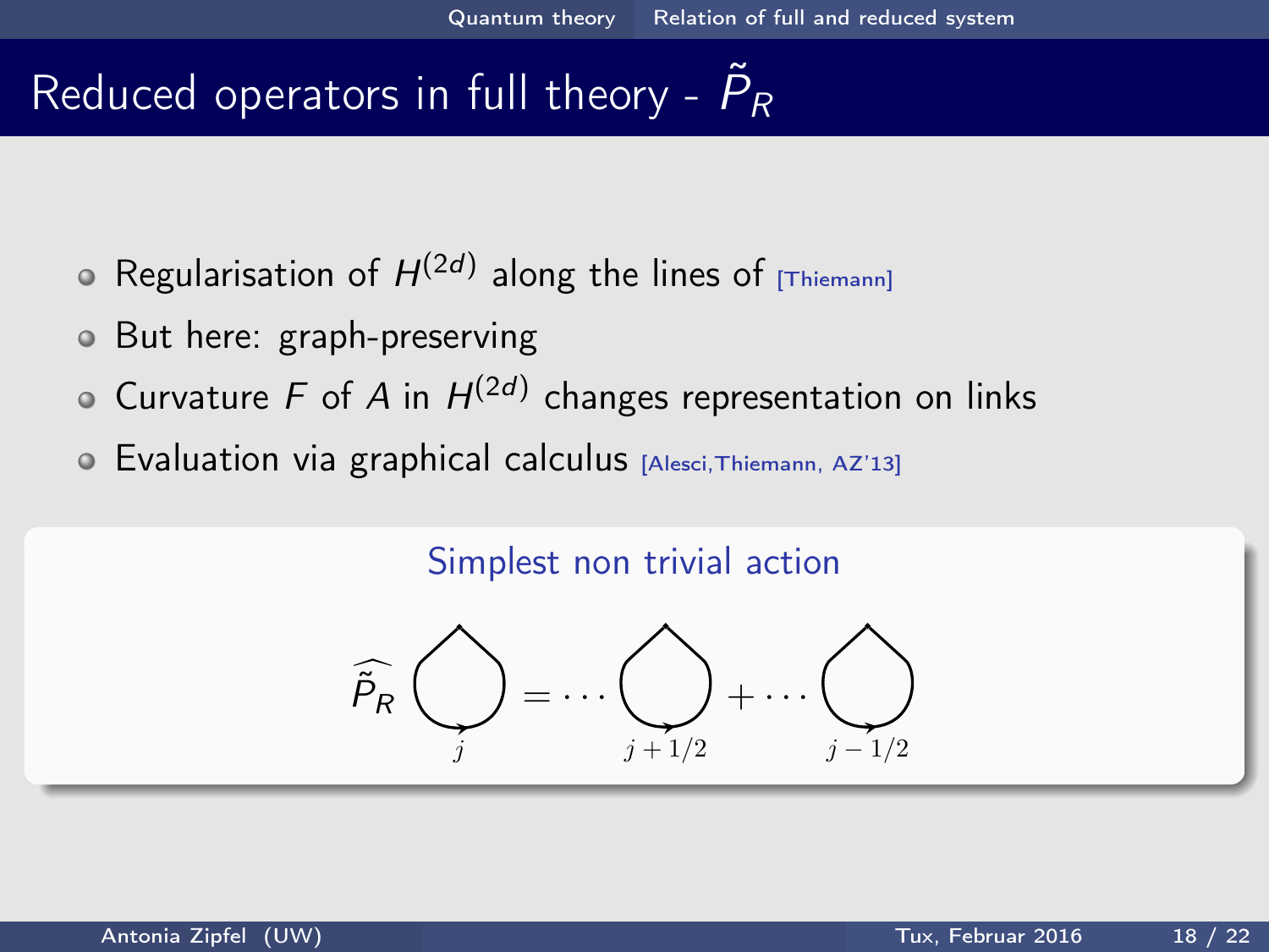# Reduced operators in full theory - $\tilde{P}_R$

- Regularisation of $H^{(2d)}$ along the lines of [Thiemann]
- But here: graph-preserving
- Curvature $F$ of $A$ in $H^{(2d)}$ changes representation on links
- Evaluation via graphical calculus [Alesci,Thiemann, AZ'13]

**Simplest non trivial action**

$$\widehat{\tilde{P}_R} \bigcirc_{j} = \cdots \bigcirc_{j+1/2} + \cdots \bigcirc_{j-1/2}$$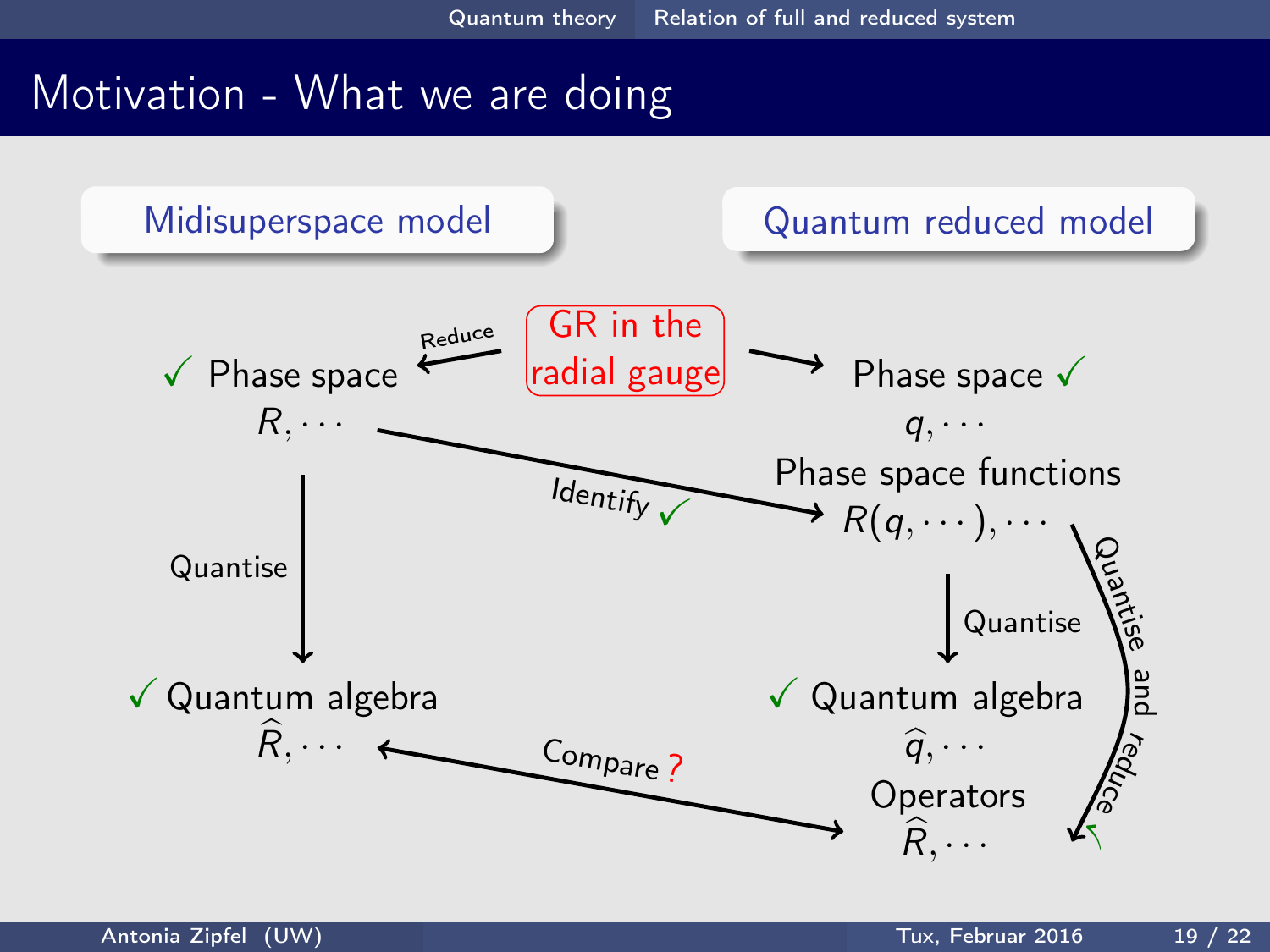# Motivation - What we are doing

**Midisuperspace model**

**Quantum reduced model**

GR in the radial gauge

Reduce

✓ Phase space

$R, \cdots$

Phase space ✓

$q, \cdots$

Phase space functions

$R(q, \cdots), \cdots$

Identify ✓

Quantise

✓ Quantum algebra

$\widehat{R}, \cdots$

Quantise

✓ Quantum algebra

$\widehat{q}, \cdots$

Operators

$\widehat{R}, \cdots$

Quantise and reduce ✓

Compare ?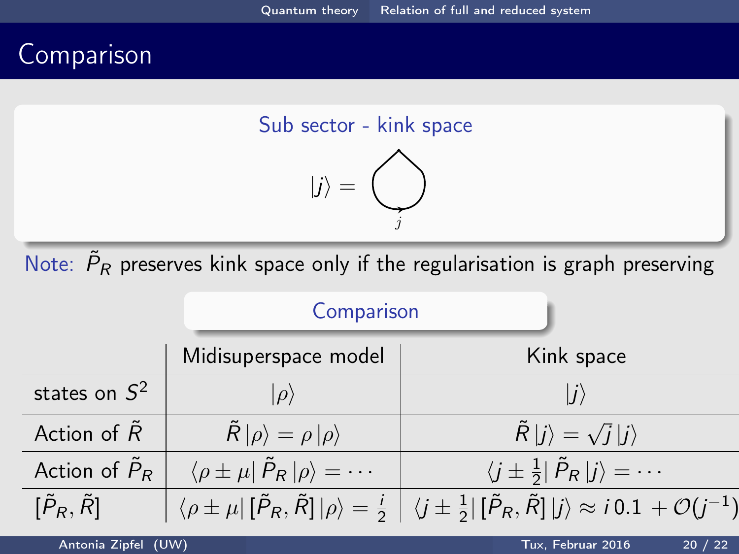# Comparison

### Sub sector - kink space

$$|j\rangle = $$

Note: $\tilde{P}_R$ preserves kink space only if the regularisation is graph preserving

### Comparison

| | Midisuperspace model | Kink space |
|---|---|---|
| states on $S^2$ | $\|\rho\rangle$ | $\|j\rangle$ |
| Action of $\tilde{R}$ | $\tilde{R}\,\|\rho\rangle = \rho\,\|\rho\rangle$ | $\tilde{R}\,\|j\rangle = \sqrt{j}\,\|j\rangle$ |
| Action of $\tilde{P}_R$ | $\langle\rho \pm \mu\|\,\tilde{P}_R\,\|\rho\rangle = \cdots$ | $\langle j \pm \frac{1}{2}\|\,\tilde{P}_R\,\|j\rangle = \cdots$ |
| $[\tilde{P}_R, \tilde{R}]$ | $\langle\rho \pm \mu\|\,[\tilde{P}_R, \tilde{R}]\,\|\rho\rangle = \frac{i}{2}$ | $\langle j \pm \frac{1}{2}\|\,[\tilde{P}_R, \tilde{R}]\,\|j\rangle \approx i\,0.1 + \mathcal{O}(j^{-1})$ |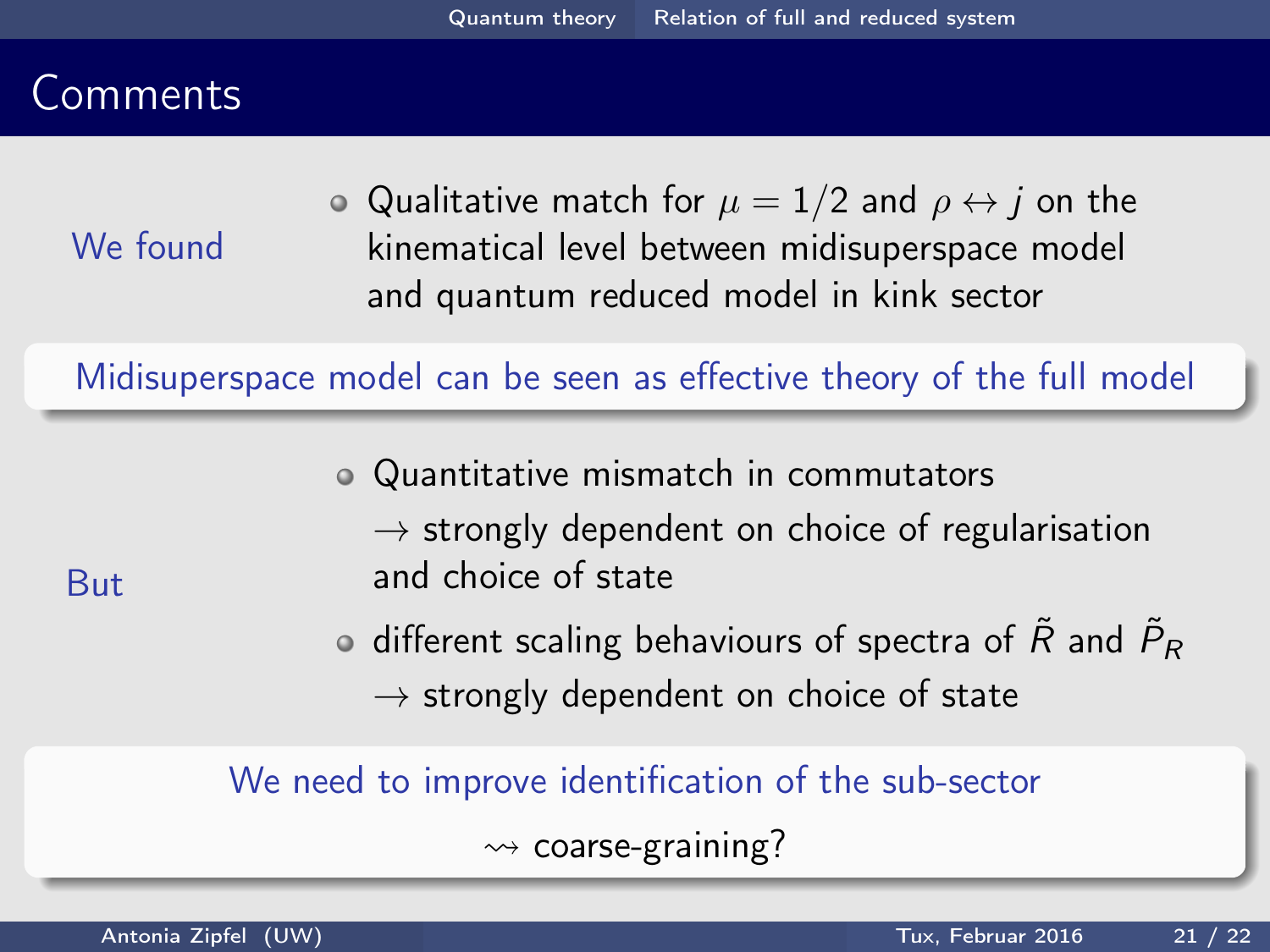# Comments

**We found**

- Qualitative match for $\mu = 1/2$ and $\rho \leftrightarrow j$ on the kinematical level between midisuperspace model and quantum reduced model in kink sector

**Midisuperspace model can be seen as effective theory of the full model**

**But**

- Quantitative mismatch in commutators
  $\rightarrow$ strongly dependent on choice of regularisation and choice of state
- different scaling behaviours of spectra of $\tilde{R}$ and $\tilde{P}_R$
  $\rightarrow$ strongly dependent on choice of state

**We need to improve identification of the sub-sector**

$\rightsquigarrow$ coarse-graining?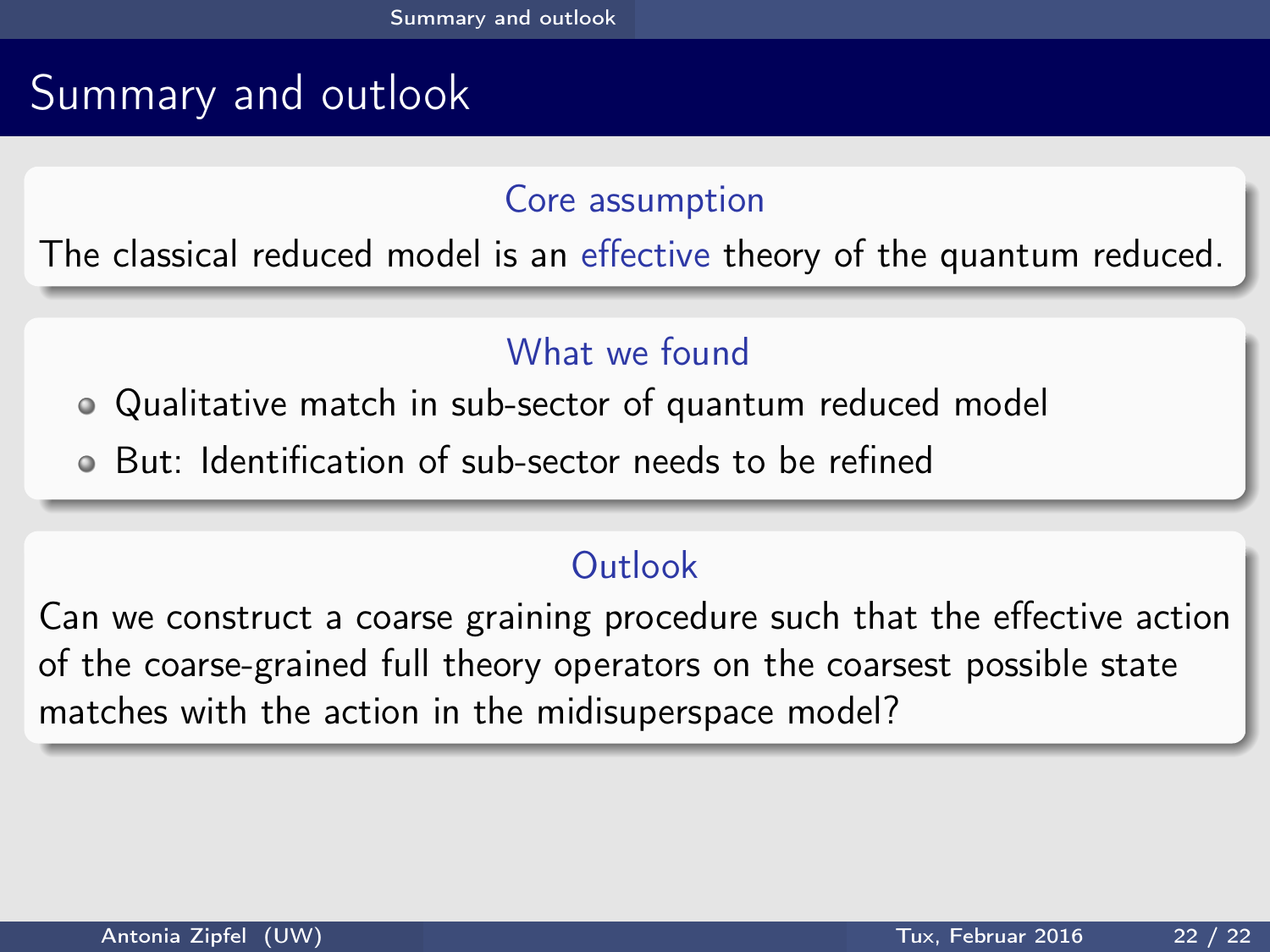# Summary and outlook

### Core assumption

The classical reduced model is an effective theory of the quantum reduced.

### What we found

- Qualitative match in sub-sector of quantum reduced model
- But: Identification of sub-sector needs to be refined

### Outlook

Can we construct a coarse graining procedure such that the effective action of the coarse-grained full theory operators on the coarsest possible state matches with the action in the midisuperspace model?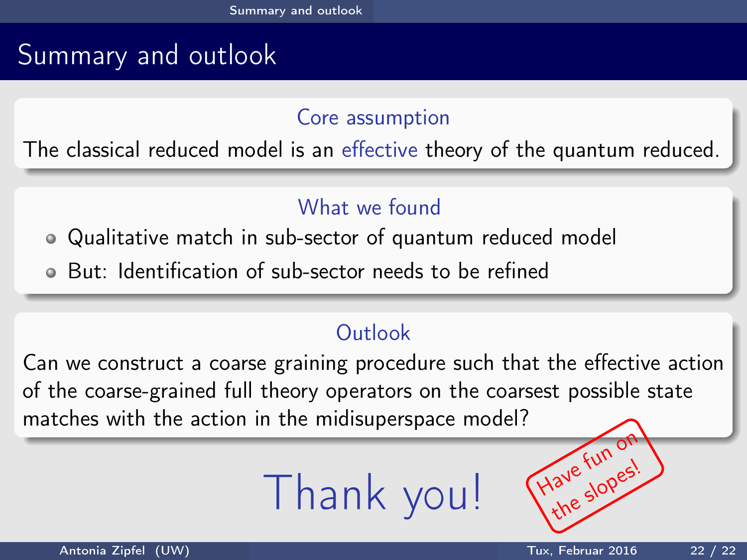# Summary and outlook

### Core assumption

The classical reduced model is an effective theory of the quantum reduced.

### What we found

- Qualitative match in sub-sector of quantum reduced model
- But: Identification of sub-sector needs to be refined

### Outlook

Can we construct a coarse graining procedure such that the effective action of the coarse-grained full theory operators on the coarsest possible state matches with the action in the midisuperspace model?

Thank you!

Have fun on the slopes!